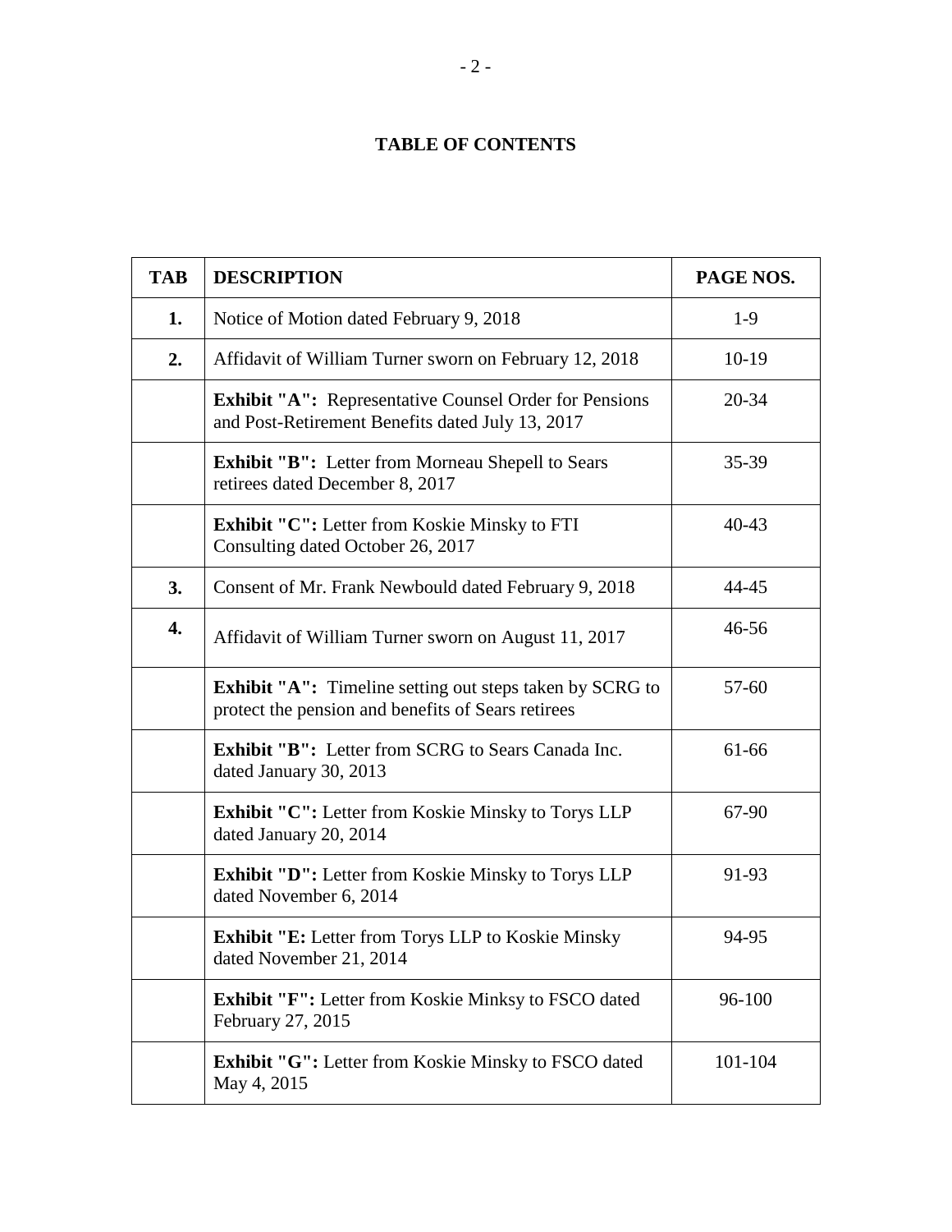# TABLE OF CONTENTS

| TAB | DESCRIPTION | PAGE NOS. |
|---|---|---|
| 1. | Notice of Motion dated February 9, 2018 | 1-9 |
| 2. | Affidavit of William Turner sworn on February 12, 2018 | 10-19 |
| | **Exhibit "A":** Representative Counsel Order for Pensions and Post-Retirement Benefits dated July 13, 2017 | 20-34 |
| | **Exhibit "B":** Letter from Morneau Shepell to Sears retirees dated December 8, 2017 | 35-39 |
| | **Exhibit "C":** Letter from Koskie Minsky to FTI Consulting dated October 26, 2017 | 40-43 |
| 3. | Consent of Mr. Frank Newbould dated February 9, 2018 | 44-45 |
| 4. | Affidavit of William Turner sworn on August 11, 2017 | 46-56 |
| | **Exhibit "A":** Timeline setting out steps taken by SCRG to protect the pension and benefits of Sears retirees | 57-60 |
| | **Exhibit "B":** Letter from SCRG to Sears Canada Inc. dated January 30, 2013 | 61-66 |
| | **Exhibit "C":** Letter from Koskie Minsky to Torys LLP dated January 20, 2014 | 67-90 |
| | **Exhibit "D":** Letter from Koskie Minsky to Torys LLP dated November 6, 2014 | 91-93 |
| | **Exhibit "E:** Letter from Torys LLP to Koskie Minsky dated November 21, 2014 | 94-95 |
| | **Exhibit "F":** Letter from Koskie Minksy to FSCO dated February 27, 2015 | 96-100 |
| | **Exhibit "G":** Letter from Koskie Minsky to FSCO dated May 4, 2015 | 101-104 |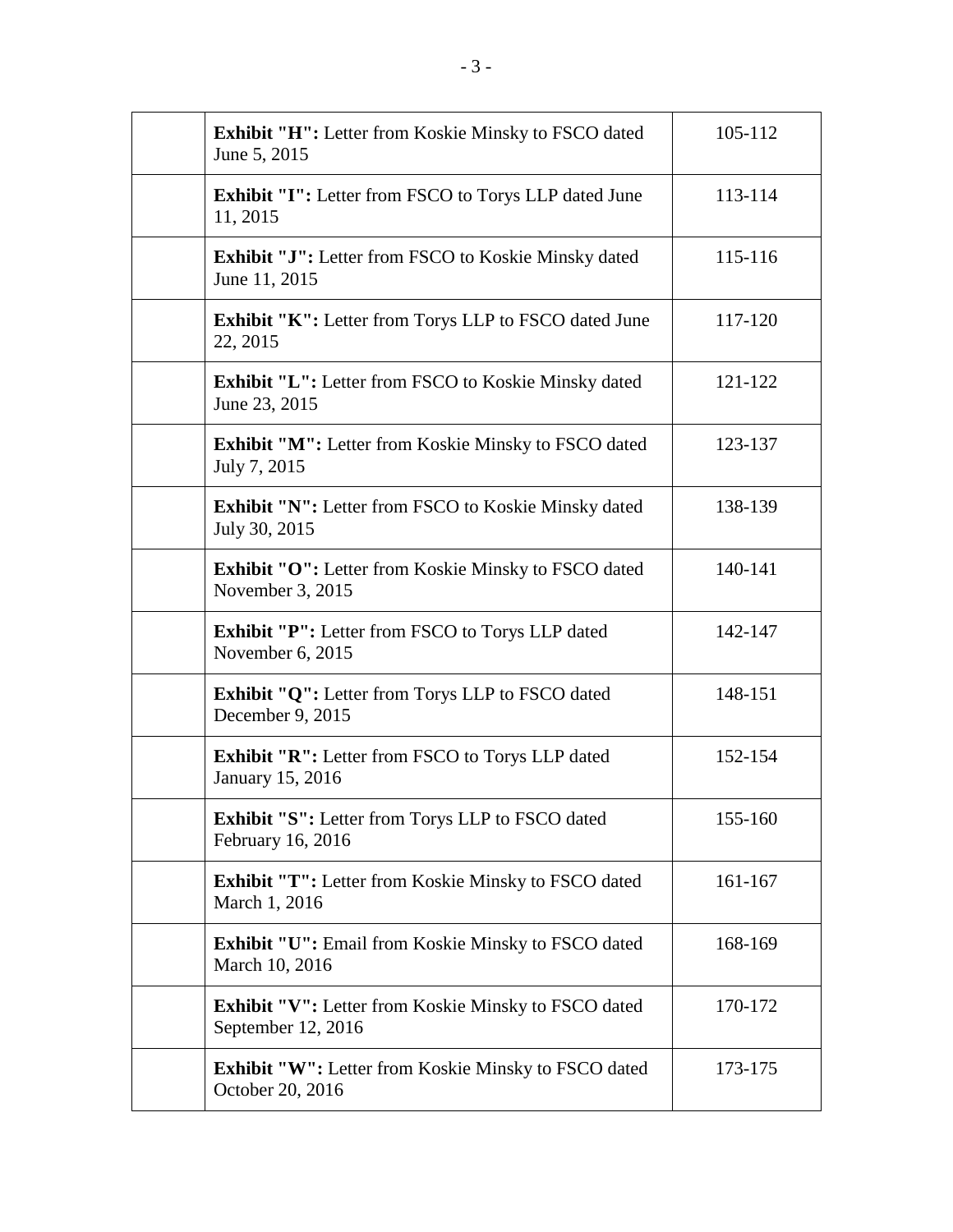| | | |
|---|---|---|
| | **Exhibit "H":** Letter from Koskie Minsky to FSCO dated June 5, 2015 | 105-112 |
| | **Exhibit "I":** Letter from FSCO to Torys LLP dated June 11, 2015 | 113-114 |
| | **Exhibit "J":** Letter from FSCO to Koskie Minsky dated June 11, 2015 | 115-116 |
| | **Exhibit "K":** Letter from Torys LLP to FSCO dated June 22, 2015 | 117-120 |
| | **Exhibit "L":** Letter from FSCO to Koskie Minsky dated June 23, 2015 | 121-122 |
| | **Exhibit "M":** Letter from Koskie Minsky to FSCO dated July 7, 2015 | 123-137 |
| | **Exhibit "N":** Letter from FSCO to Koskie Minsky dated July 30, 2015 | 138-139 |
| | **Exhibit "O":** Letter from Koskie Minsky to FSCO dated November 3, 2015 | 140-141 |
| | **Exhibit "P":** Letter from FSCO to Torys LLP dated November 6, 2015 | 142-147 |
| | **Exhibit "Q":** Letter from Torys LLP to FSCO dated December 9, 2015 | 148-151 |
| | **Exhibit "R":** Letter from FSCO to Torys LLP dated January 15, 2016 | 152-154 |
| | **Exhibit "S":** Letter from Torys LLP to FSCO dated February 16, 2016 | 155-160 |
| | **Exhibit "T":** Letter from Koskie Minsky to FSCO dated March 1, 2016 | 161-167 |
| | **Exhibit "U":** Email from Koskie Minsky to FSCO dated March 10, 2016 | 168-169 |
| | **Exhibit "V":** Letter from Koskie Minsky to FSCO dated September 12, 2016 | 170-172 |
| | **Exhibit "W":** Letter from Koskie Minsky to FSCO dated October 20, 2016 | 173-175 |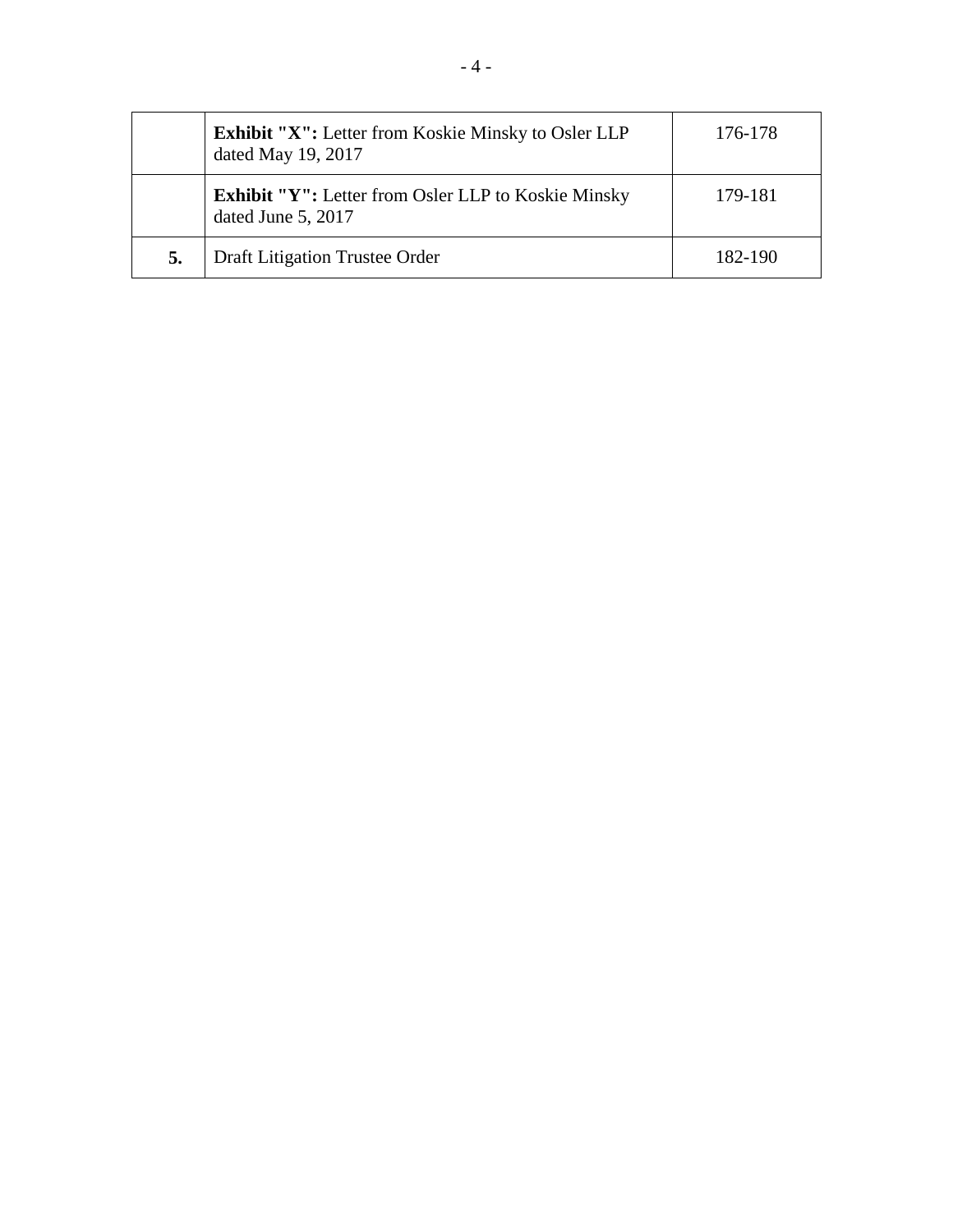| | | |
|---|---|---|
| | **Exhibit "X":** Letter from Koskie Minsky to Osler LLP dated May 19, 2017 | 176-178 |
| | **Exhibit "Y":** Letter from Osler LLP to Koskie Minsky dated June 5, 2017 | 179-181 |
| **5.** | Draft Litigation Trustee Order | 182-190 |